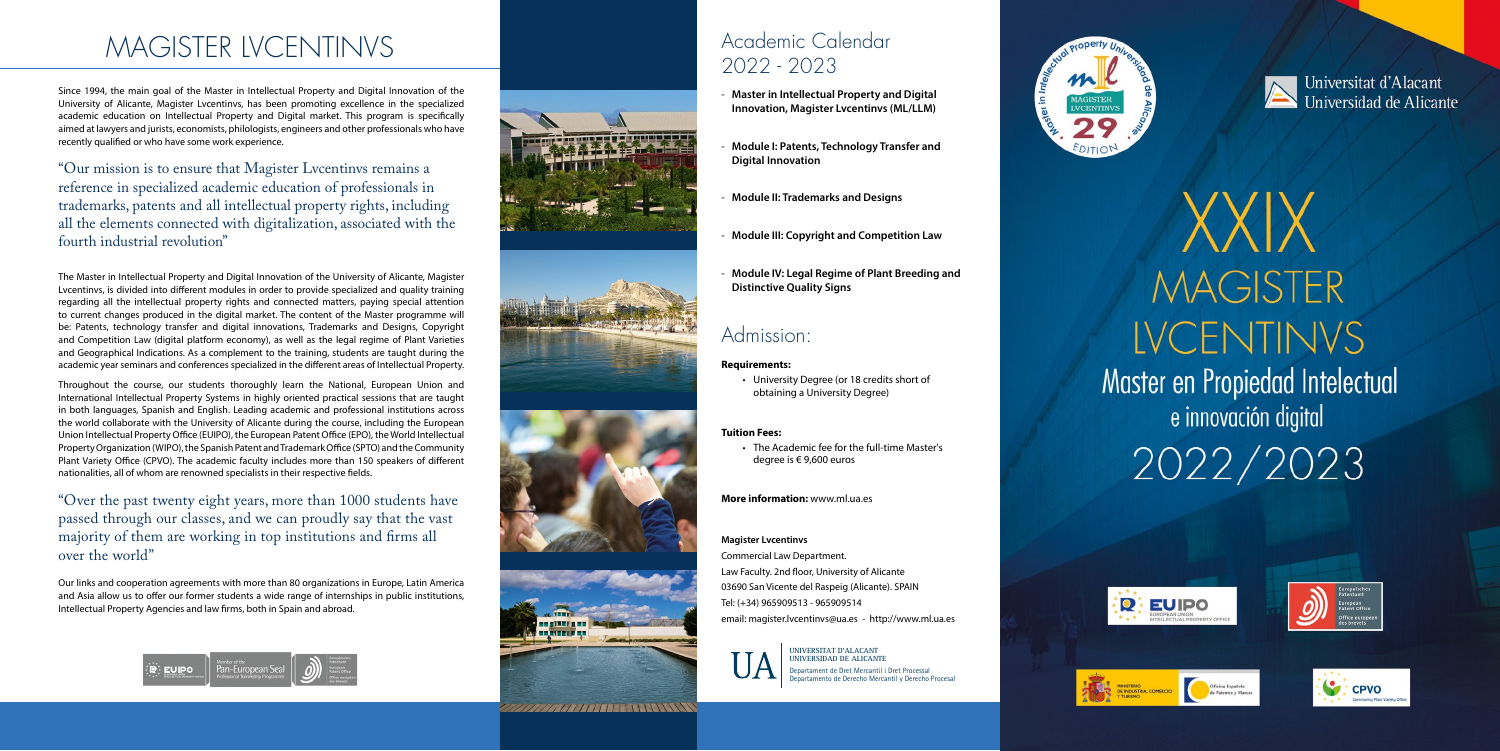# MAGISTER LVCENTINVS

Since 1994, the main goal of the Master in Intellectual Property and Digital Innovation of the University of Alicante, Magister Lvcentinvs, has been promoting excellence in the specialized academic education on Intellectual Property and Digital market. This program is specifically aimed at lawyers and jurists, economists, philologists, engineers and other professionals who have recently qualified or who have some work experience.

"Our mission is to ensure that Magister Lvcentinvs remains a reference in specialized academic education of professionals in trademarks, patents and all intellectual property rights, including all the elements connected with digitalization, associated with the fourth industrial revolution"

The Master in Intellectual Property and Digital Innovation of the University of Alicante, Magister Lvcentinvs, is divided into different modules in order to provide specialized and quality training regarding all the intellectual property rights and connected matters, paying special attention to current changes produced in the digital market. The content of the Master programme will be: Patents, technology transfer and digital innovations, Trademarks and Designs, Copyright and Competition Law (digital platform economy), as well as the legal regime of Plant Varieties and Geographical Indications. As a complement to the training, students are taught during the academic year seminars and conferences specialized in the different areas of Intellectual Property.

Throughout the course, our students thoroughly learn the National, European Union and International Intellectual Property Systems in highly oriented practical sessions that are taught in both languages, Spanish and English. Leading academic and professional institutions across the world collaborate with the University of Alicante during the course, including the European Union Intellectual Property Office (EUIPO), the European Patent Office (EPO), the World Intellectual Property Organization (WIPO), the Spanish Patent and Trademark Office (SPTO) and the Community Plant Variety Office (CPVO). The academic faculty includes more than 150 speakers of different nationalities, all of whom are renowned specialists in their respective fields.

"Over the past twenty eight years, more than 1000 students have passed through our classes, and we can proudly say that the vast majority of them are working in top institutions and firms all over the world"

Our links and cooperation agreements with more than 80 organizations in Europe, Latin America and Asia allow us to offer our former students a wide range of internships in public institutions, Intellectual Property Agencies and law firms, both in Spain and abroad.

## Academic Calendar 2022 - 2023

- **Master in Intellectual Property and Digital Innovation, Magister Lvcentinvs (ML/LLM)**
- **Module I: Patents, Technology Transfer and Digital Innovation**
- **Module II: Trademarks and Designs**
- **Module III: Copyright and Competition Law**
- **Module IV: Legal Regime of Plant Breeding and Distinctive Quality Signs**

## Admission:

**Requirements:**

- University Degree (or 18 credits short of obtaining a University Degree)

**Tuition Fees:**

- The Academic fee for the full-time Master's degree is € 9,600 euros

**More information:** www.ml.ua.es

**Magister Lvcentinvs**
Commercial Law Department.
Law Faculty. 2nd floor, University of Alicante
03690 San Vicente del Raspeig (Alicante). SPAIN
Tel: (+34) 965909513 - 965909514
email: magister.lvcentinvs@ua.es - http://www.ml.ua.es

UNIVERSITAT D'ALACANT
UNIVERSIDAD DE ALICANTE
Departament de Dret Mercantil i Dret Processal
Departamento de Derecho Mercantil y Derecho Procesal

Universitat d'Alacant
Universidad de Alicante

# XXIX MAGISTER LVCENTINVS

## Master en Propiedad Intelectual e innovación digital

## 2022/2023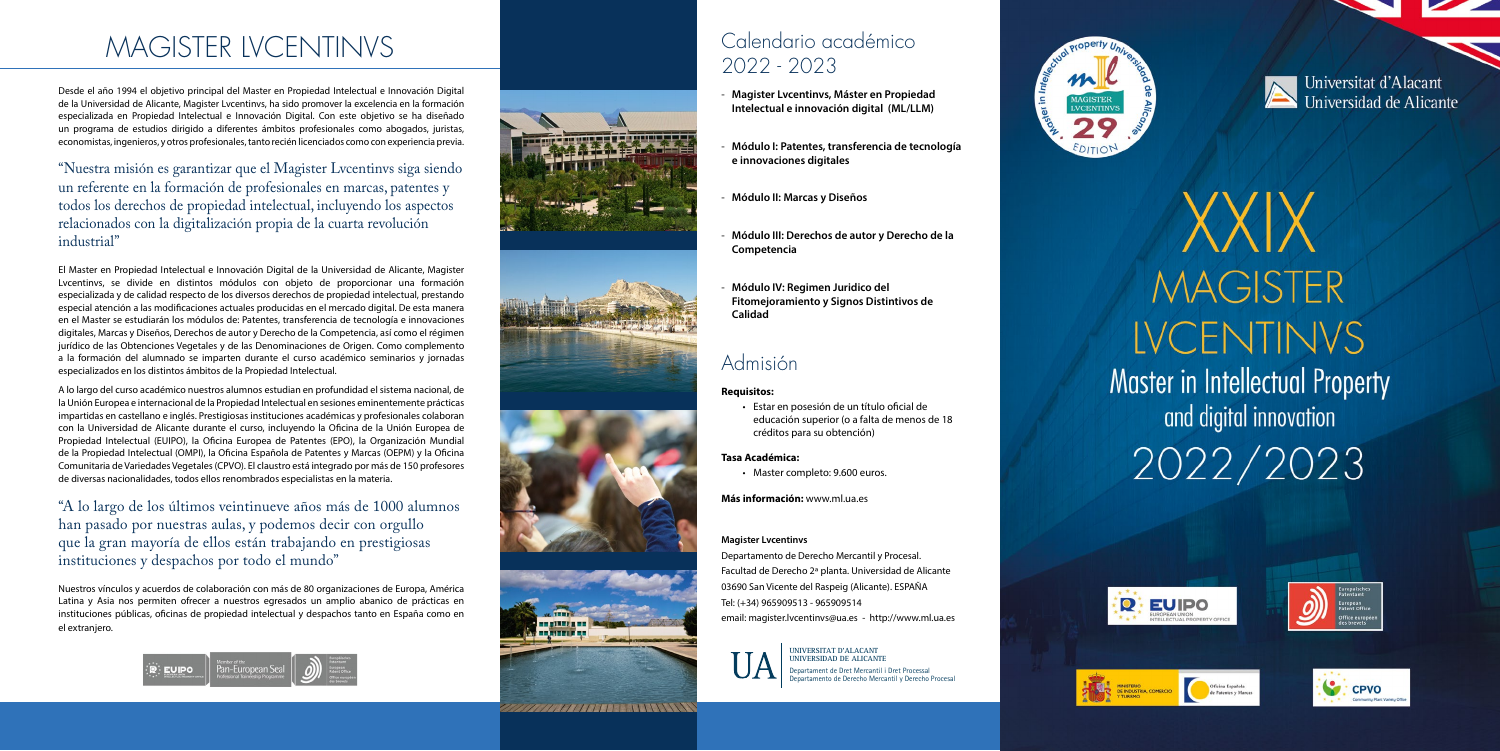# MAGISTER LVCENTINVS

Desde el año 1994 el objetivo principal del Master en Propiedad Intelectual e Innovación Digital de la Universidad de Alicante, Magister Lvcentinvs, ha sido promover la excelencia en la formación especializada en Propiedad Intelectual e Innovación Digital. Con este objetivo se ha diseñado un programa de estudios dirigido a diferentes ámbitos profesionales como abogados, juristas, economistas, ingenieros, y otros profesionales, tanto recién licenciados como con experiencia previa.

"Nuestra misión es garantizar que el Magister Lvcentinvs siga siendo un referente en la formación de profesionales en marcas, patentes y todos los derechos de propiedad intelectual, incluyendo los aspectos relacionados con la digitalización propia de la cuarta revolución industrial"

El Master en Propiedad Intelectual e Innovación Digital de la Universidad de Alicante, Magister Lvcentinvs, se divide en distintos módulos con objeto de proporcionar una formación especializada y de calidad respecto de los diversos derechos de propiedad intelectual, prestando especial atención a las modificaciones actuales producidas en el mercado digital. De esta manera en el Master se estudiarán los módulos de: Patentes, transferencia de tecnología e innovaciones digitales, Marcas y Diseños, Derechos de autor y Derecho de la Competencia, así como el régimen jurídico de las Obtenciones Vegetales y de las Denominaciones de Origen. Como complemento a la formación del alumnado se imparten durante el curso académico seminarios y jornadas especializados en los distintos ámbitos de la Propiedad Intelectual.

A lo largo del curso académico nuestros alumnos estudian en profundidad el sistema nacional, de la Unión Europea e internacional de la Propiedad Intelectual en sesiones eminentemente prácticas impartidas en castellano e inglés. Prestigiosas instituciones académicas y profesionales colaboran con la Universidad de Alicante durante el curso, incluyendo la Oficina de la Unión Europea de Propiedad Intelectual (EUIPO), la Oficina Europea de Patentes (EPO), la Organización Mundial de la Propiedad Intelectual (OMPI), la Oficina Española de Patentes y Marcas (OEPM) y la Oficina Comunitaria de Variedades Vegetales (CPVO). El claustro está integrado por más de 150 profesores de diversas nacionalidades, todos ellos renombrados especialistas en la materia.

"A lo largo de los últimos veintinueve años más de 1000 alumnos han pasado por nuestras aulas, y podemos decir con orgullo que la gran mayoría de ellos están trabajando en prestigiosas instituciones y despachos por todo el mundo"

Nuestros vínculos y acuerdos de colaboración con más de 80 organizaciones de Europa, América Latina y Asia nos permiten ofrecer a nuestros egresados un amplio abanico de prácticas en instituciones públicas, oficinas de propiedad intelectual y despachos tanto en España como en el extranjero.

## Calendario académico 2022 - 2023

- **Magister Lvcentinvs, Máster en Propiedad Intelectual e innovación digital (ML/LLM)**
- **Módulo I: Patentes, transferencia de tecnología e innovaciones digitales**
- **Módulo II: Marcas y Diseños**
- **Módulo III: Derechos de autor y Derecho de la Competencia**
- **Módulo IV: Regimen Juridico del Fitomejoramiento y Signos Distintivos de Calidad**

## Admisión

**Requisitos:**

- Estar en posesión de un título oficial de educación superior (o a falta de menos de 18 créditos para su obtención)

**Tasa Académica:**

- Master completo: 9.600 euros.

**Más información:** www.ml.ua.es

**Magister Lvcentinvs**

Departamento de Derecho Mercantil y Procesal.
Facultad de Derecho 2ª planta. Universidad de Alicante
03690 San Vicente del Raspeig (Alicante). ESPAÑA
Tel: (+34) 965909513 - 965909514
email: magister.lvcentinvs@ua.es - http://www.ml.ua.es

UNIVERSITAT D'ALACANT
UNIVERSIDAD DE ALICANTE
Departament de Dret Mercantil i Dret Processal
Departamento de Derecho Mercantil y Derecho Procesal

Universitat d'Alacant
Universidad de Alicante

# XXIX MAGISTER LVCENTINVS

## Master in Intellectual Property and digital innovation

## 2022/2023